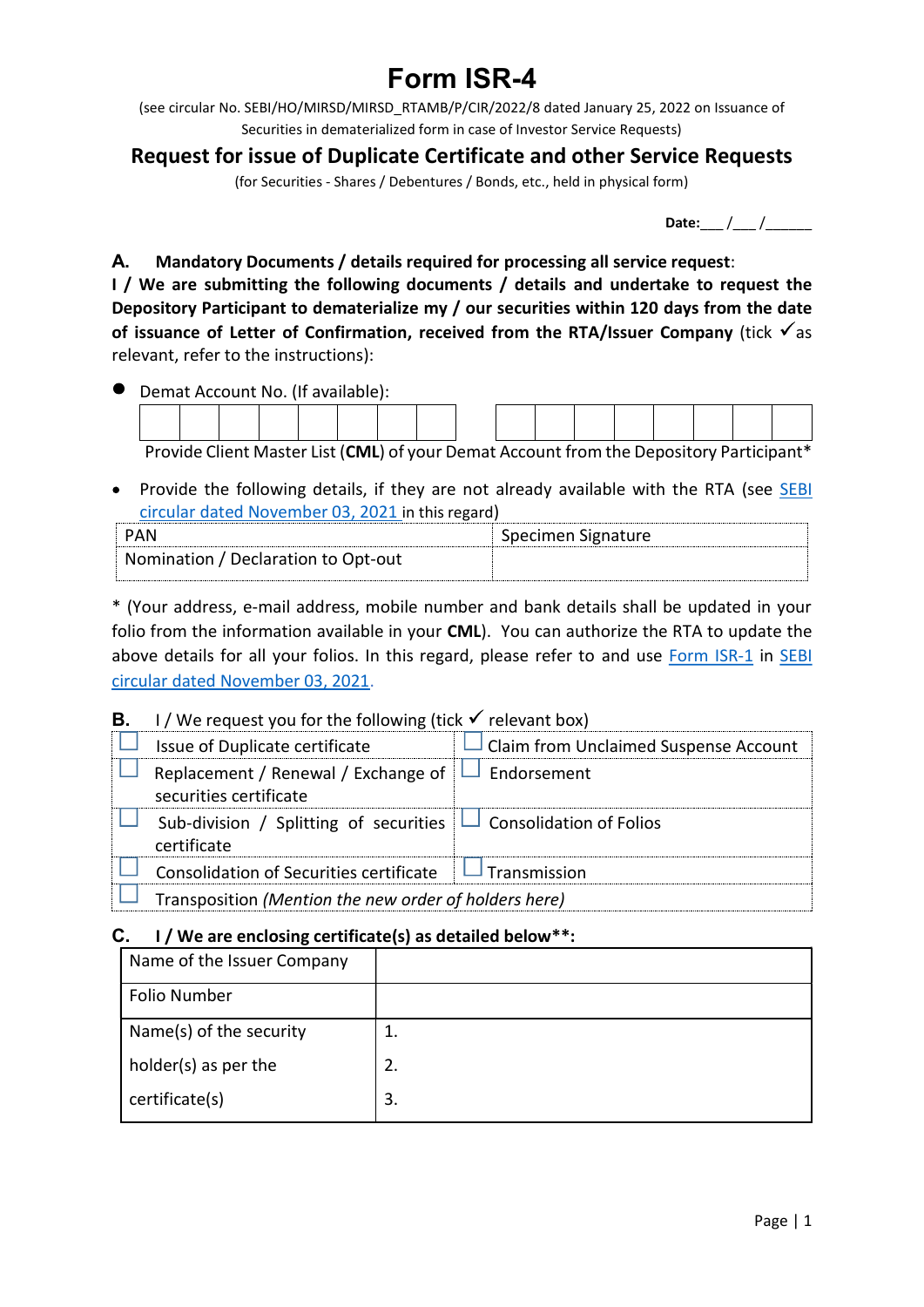# Form ISR-4

(see circular No. SEBI/HO/MIRSD/MIRSD_RTAMB/P/CIR/2022/8 dated January 25, 2022 on Issuance of Securities in dematerialized form in case of Investor Service Requests)

## Request for issue of Duplicate Certificate and other Service Requests

(for Securities - Shares / Debentures / Bonds, etc., held in physical form)

**Date:**___ /___ /______

**A. Mandatory Documents / details required for processing all service request**:

**I / We are submitting the following documents / details and undertake to request the Depository Participant to dematerialize my / our securities within 120 days from the date of issuance of Letter of Confirmation, received from the RTA/Issuer Company** (tick ✓as relevant, refer to the instructions):

- Demat Account No. (If available):

| | | | | | | | | | | | | | | | |
|---|---|---|---|---|---|---|---|---|---|---|---|---|---|---|---|
| | | | | | | | | | | | | | | | |

 Provide Client Master List (**CML**) of your Demat Account from the Depository Participant*

- Provide the following details, if they are not already available with the RTA (see SEBI circular dated November 03, 2021 in this regard)

| PAN | Specimen Signature |
|---|---|
| Nomination / Declaration to Opt-out | |

* (Your address, e-mail address, mobile number and bank details shall be updated in your folio from the information available in your **CML**). You can authorize the RTA to update the above details for all your folios. In this regard, please refer to and use Form ISR-1 in SEBI circular dated November 03, 2021.

**B.** I / We request you for the following (tick ✓ relevant box)

| | |
|---|---|
| ☐ Issue of Duplicate certificate | ☐ Claim from Unclaimed Suspense Account |
| ☐ Replacement / Renewal / Exchange of securities certificate | ☐ Endorsement |
| ☐ Sub-division / Splitting of securities certificate | ☐ Consolidation of Folios |
| ☐ Consolidation of Securities certificate | ☐ Transmission |
| ☐ Transposition *(Mention the new order of holders here)* | |

**C. I / We are enclosing certificate(s) as detailed below\*\*:**

| | |
|---|---|
| Name of the Issuer Company | |
| Folio Number | |
| Name(s) of the security holder(s) as per the certificate(s) | 1.<br>2.<br>3. |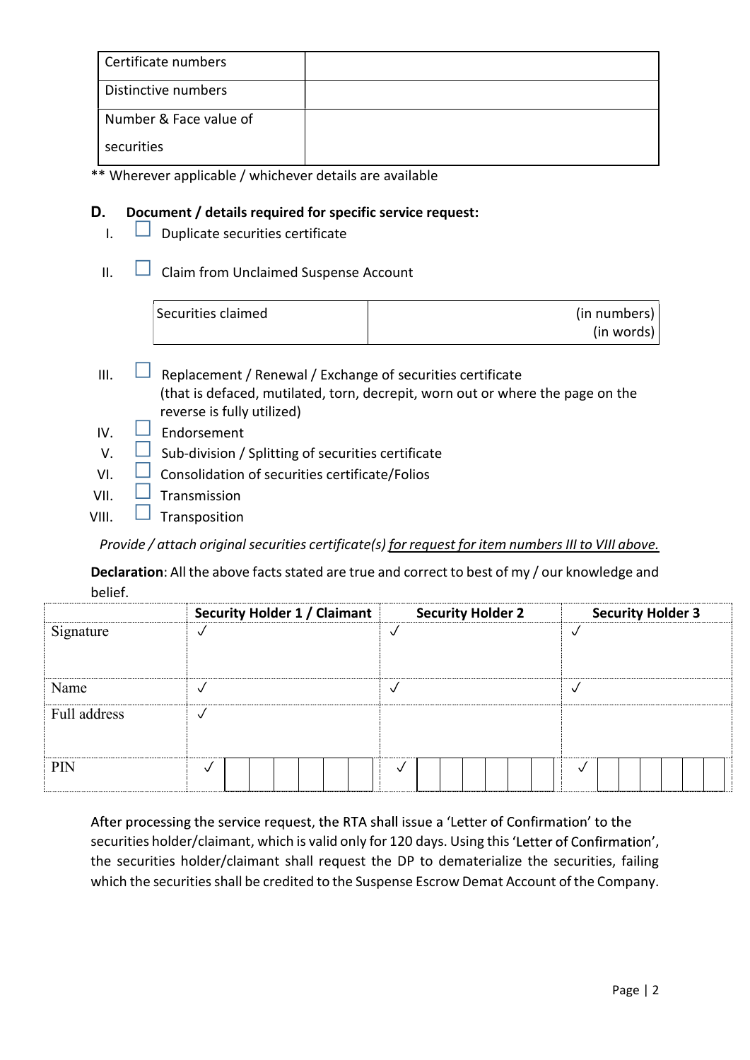| | |
|---|---|
| Certificate numbers | |
| Distinctive numbers | |
| Number & Face value of securities | |

** Wherever applicable / whichever details are available

**D. Document / details required for specific service request:**

I. ☐ Duplicate securities certificate

II. ☐ Claim from Unclaimed Suspense Account

| | |
|---|---|
| Securities claimed | (in numbers)<br>(in words) |

III. ☐ Replacement / Renewal / Exchange of securities certificate (that is defaced, mutilated, torn, decrepit, worn out or where the page on the reverse is fully utilized)

IV. ☐ Endorsement

V. ☐ Sub-division / Splitting of securities certificate

VI. ☐ Consolidation of securities certificate/Folios

VII. ☐ Transmission

VIII. ☐ Transposition

*Provide / attach original securities certificate(s) <u>for request for item numbers III to VIII above.</u>*

**Declaration**: All the above facts stated are true and correct to best of my / our knowledge and belief.

| | Security Holder 1 / Claimant | Security Holder 2 | Security Holder 3 |
|---|---|---|---|
| Signature | ✓ | ✓ | ✓ |
| Name | ✓ | ✓ | ✓ |
| Full address | ✓ | | |
| PIN | ✓ | ✓ | ✓ |

After processing the service request, the RTA shall issue a 'Letter of Confirmation' to the securities holder/claimant, which is valid only for 120 days. Using this 'Letter of Confirmation', the securities holder/claimant shall request the DP to dematerialize the securities, failing which the securities shall be credited to the Suspense Escrow Demat Account of the Company.